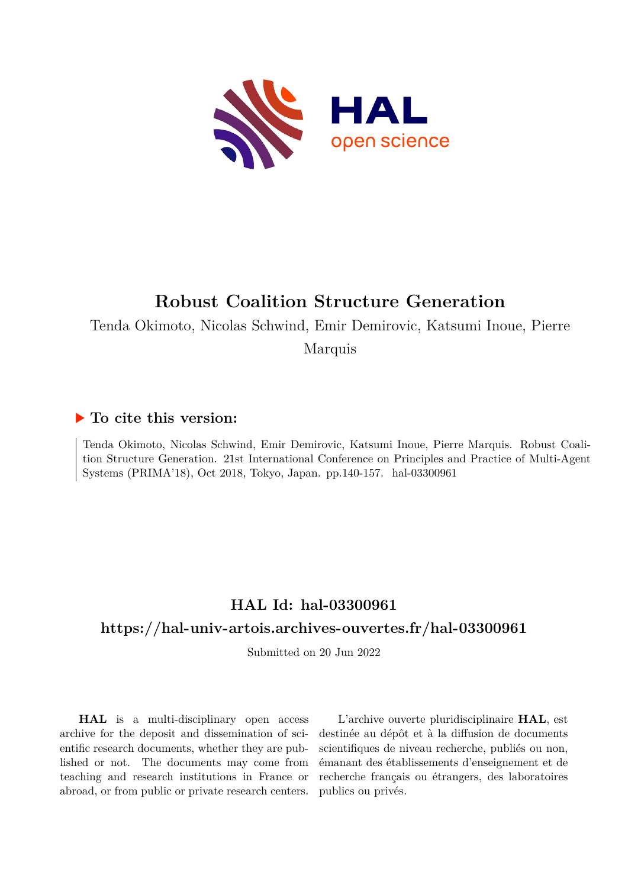HAL open science

# Robust Coalition Structure Generation

Tenda Okimoto, Nicolas Schwind, Emir Demirovic, Katsumi Inoue, Pierre Marquis

## ▶ To cite this version:

Tenda Okimoto, Nicolas Schwind, Emir Demirovic, Katsumi Inoue, Pierre Marquis. Robust Coalition Structure Generation. 21st International Conference on Principles and Practice of Multi-Agent Systems (PRIMA'18), Oct 2018, Tokyo, Japan. pp.140-157. hal-03300961

## HAL Id: hal-03300961

## https://hal-univ-artois.archives-ouvertes.fr/hal-03300961

Submitted on 20 Jun 2022

**HAL** is a multi-disciplinary open access archive for the deposit and dissemination of scientific research documents, whether they are published or not. The documents may come from teaching and research institutions in France or abroad, or from public or private research centers.

L'archive ouverte pluridisciplinaire **HAL**, est destinée au dépôt et à la diffusion de documents scientifiques de niveau recherche, publiés ou non, émanant des établissements d'enseignement et de recherche français ou étrangers, des laboratoires publics ou privés.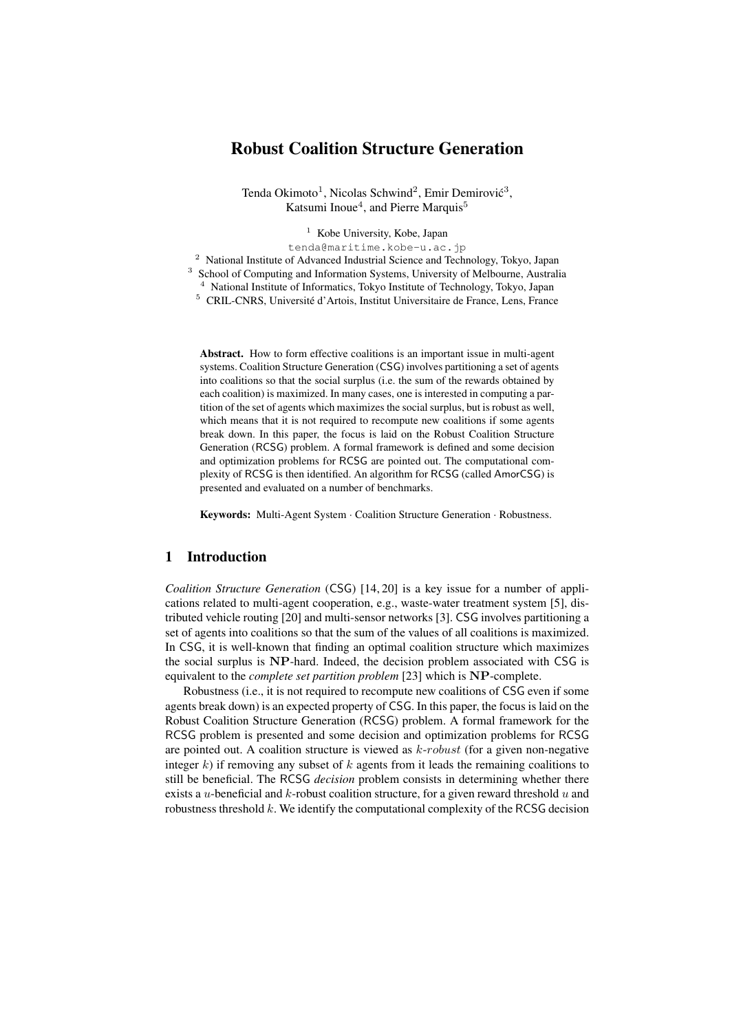# Robust Coalition Structure Generation

Tenda Okimoto[1], Nicolas Schwind[2], Emir Demirović[3],
Katsumi Inoue[4], and Pierre Marquis[5]

[1] Kobe University, Kobe, Japan
tenda@maritime.kobe-u.ac.jp
[2] National Institute of Advanced Industrial Science and Technology, Tokyo, Japan
[3] School of Computing and Information Systems, University of Melbourne, Australia
[4] National Institute of Informatics, Tokyo Institute of Technology, Tokyo, Japan
[5] CRIL-CNRS, Université d'Artois, Institut Universitaire de France, Lens, France

**Abstract.** How to form effective coalitions is an important issue in multi-agent systems. Coalition Structure Generation (CSG) involves partitioning a set of agents into coalitions so that the social surplus (i.e. the sum of the rewards obtained by each coalition) is maximized. In many cases, one is interested in computing a partition of the set of agents which maximizes the social surplus, but is robust as well, which means that it is not required to recompute new coalitions if some agents break down. In this paper, the focus is laid on the Robust Coalition Structure Generation (RCSG) problem. A formal framework is defined and some decision and optimization problems for RCSG are pointed out. The computational complexity of RCSG is then identified. An algorithm for RCSG (called AmorCSG) is presented and evaluated on a number of benchmarks.

**Keywords:** Multi-Agent System · Coalition Structure Generation · Robustness.

## 1 Introduction

*Coalition Structure Generation* (CSG) [14, 20] is a key issue for a number of applications related to multi-agent cooperation, e.g., waste-water treatment system [5], distributed vehicle routing [20] and multi-sensor networks [3]. CSG involves partitioning a set of agents into coalitions so that the sum of the values of all coalitions is maximized. In CSG, it is well-known that finding an optimal coalition structure which maximizes the social surplus is $\mathbf{NP}$-hard. Indeed, the decision problem associated with CSG is equivalent to the *complete set partition problem* [23] which is $\mathbf{NP}$-complete.

Robustness (i.e., it is not required to recompute new coalitions of CSG even if some agents break down) is an expected property of CSG. In this paper, the focus is laid on the Robust Coalition Structure Generation (RCSG) problem. A formal framework for the RCSG problem is presented and some decision and optimization problems for RCSG are pointed out. A coalition structure is viewed as $k$-$robust$ (for a given non-negative integer $k$) if removing any subset of $k$ agents from it leads the remaining coalitions to still be beneficial. The RCSG *decision* problem consists in determining whether there exists a $u$-beneficial and $k$-robust coalition structure, for a given reward threshold $u$ and robustness threshold $k$. We identify the computational complexity of the RCSG decision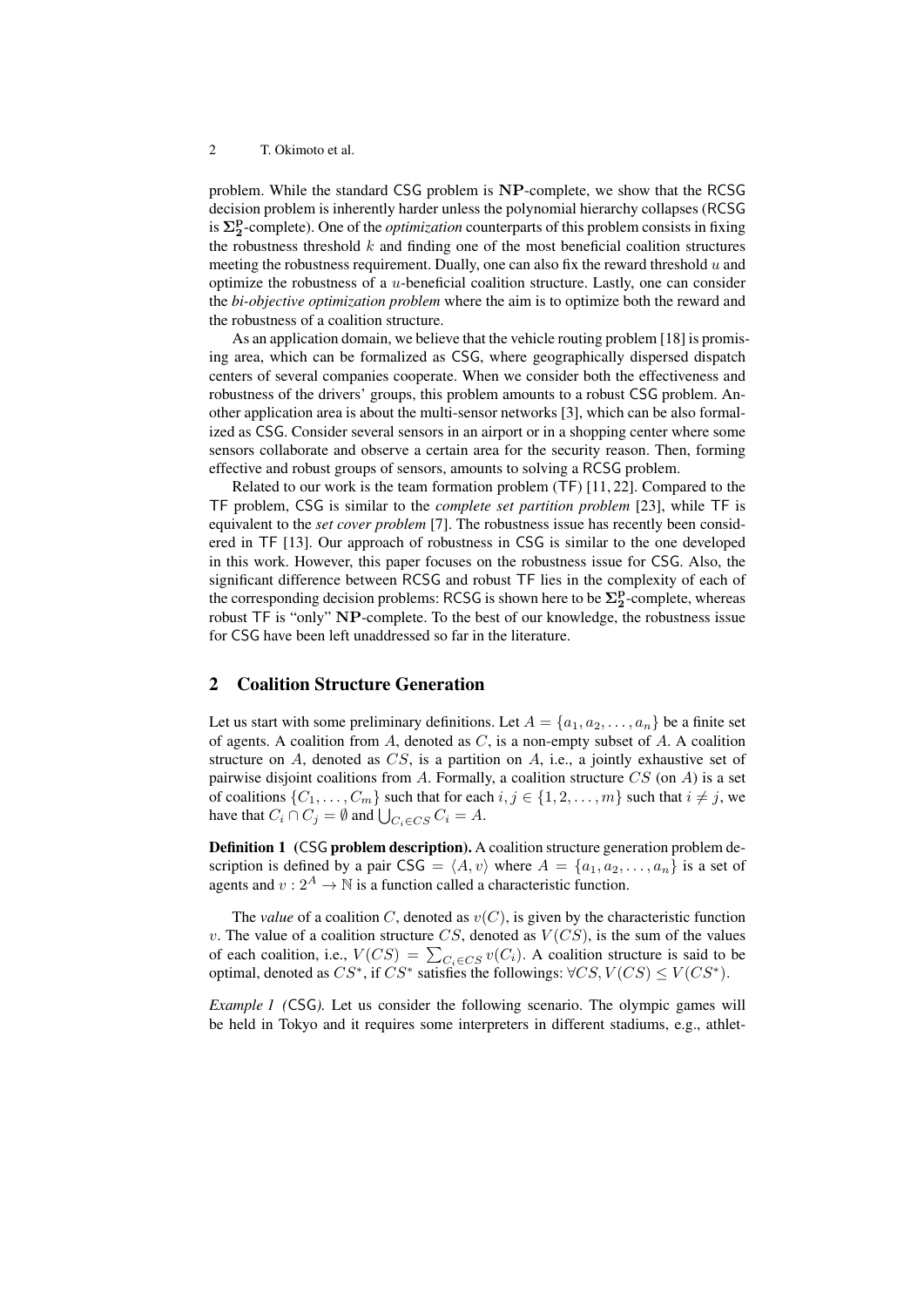problem. While the standard CSG problem is $\mathbf{NP}$-complete, we show that the RCSG decision problem is inherently harder unless the polynomial hierarchy collapses (RCSG is $\mathbf{\Sigma_2^P}$-complete). One of the *optimization* counterparts of this problem consists in fixing the robustness threshold $k$ and finding one of the most beneficial coalition structures meeting the robustness requirement. Dually, one can also fix the reward threshold $u$ and optimize the robustness of a $u$-beneficial coalition structure. Lastly, one can consider the *bi-objective optimization problem* where the aim is to optimize both the reward and the robustness of a coalition structure.

As an application domain, we believe that the vehicle routing problem [18] is promising area, which can be formalized as CSG, where geographically dispersed dispatch centers of several companies cooperate. When we consider both the effectiveness and robustness of the drivers' groups, this problem amounts to a robust CSG problem. Another application area is about the multi-sensor networks [3], which can be also formalized as CSG. Consider several sensors in an airport or in a shopping center where some sensors collaborate and observe a certain area for the security reason. Then, forming effective and robust groups of sensors, amounts to solving a RCSG problem.

Related to our work is the team formation problem (TF) [11, 22]. Compared to the TF problem, CSG is similar to the *complete set partition problem* [23], while TF is equivalent to the *set cover problem* [7]. The robustness issue has recently been considered in TF [13]. Our approach of robustness in CSG is similar to the one developed in this work. However, this paper focuses on the robustness issue for CSG. Also, the significant difference between RCSG and robust TF lies in the complexity of each of the corresponding decision problems: RCSG is shown here to be $\mathbf{\Sigma_2^P}$-complete, whereas robust TF is "only" $\mathbf{NP}$-complete. To the best of our knowledge, the robustness issue for CSG have been left unaddressed so far in the literature.

## 2 Coalition Structure Generation

Let us start with some preliminary definitions. Let $A = \{a_1, a_2, \dots, a_n\}$ be a finite set of agents. A coalition from $A$, denoted as $C$, is a non-empty subset of $A$. A coalition structure on $A$, denoted as $CS$, is a partition on $A$, i.e., a jointly exhaustive set of pairwise disjoint coalitions from $A$. Formally, a coalition structure $CS$ (on $A$) is a set of coalitions $\{C_1, \dots, C_m\}$ such that for each $i, j \in \{1, 2, \dots, m\}$ such that $i \neq j$, we have that $C_i \cap C_j = \emptyset$ and $\bigcup_{C_i \in CS} C_i = A$.

**Definition 1** **(CSG problem description).** A coalition structure generation problem description is defined by a pair $\mathsf{CSG} = \langle A, v \rangle$ where $A = \{a_1, a_2, \dots, a_n\}$ is a set of agents and $v : 2^A \to \mathbb{N}$ is a function called a characteristic function.

The *value* of a coalition $C$, denoted as $v(C)$, is given by the characteristic function $v$. The value of a coalition structure $CS$, denoted as $V(CS)$, is the sum of the values of each coalition, i.e., $V(CS) = \sum_{C_i \in CS} v(C_i)$. A coalition structure is said to be optimal, denoted as $CS^*$, if $CS^*$ satisfies the followings: $\forall CS, V(CS) \leq V(CS^*)$.

*Example 1 (*CSG*).* Let us consider the following scenario. The olympic games will be held in Tokyo and it requires some interpreters in different stadiums, e.g., athlet-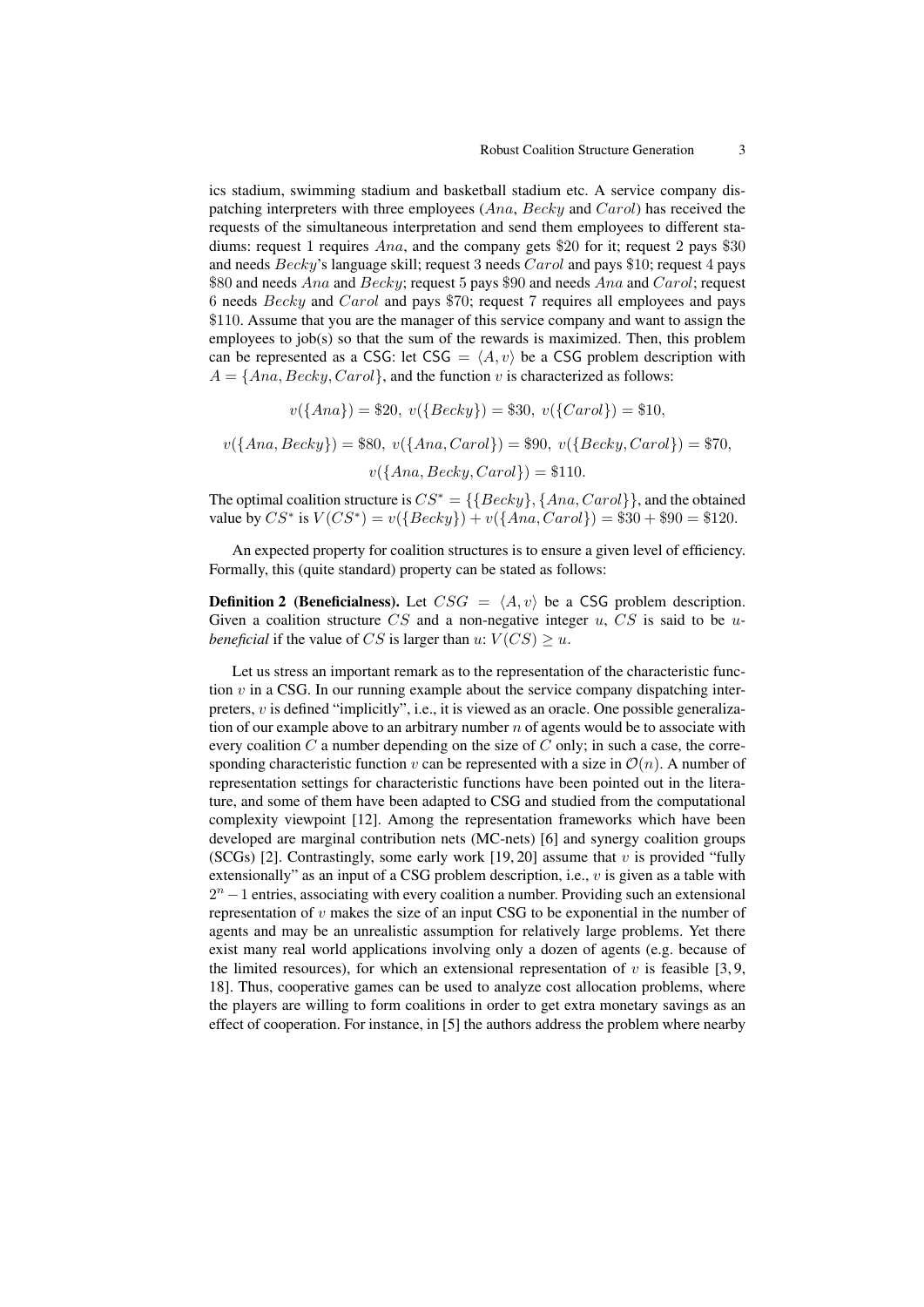ics stadium, swimming stadium and basketball stadium etc. A service company dispatching interpreters with three employees ($Ana$, $Becky$ and $Carol$) has received the requests of the simultaneous interpretation and send them employees to different stadiums: request 1 requires $Ana$, and the company gets \$20 for it; request 2 pays \$30 and needs $Becky$'s language skill; request 3 needs $Carol$ and pays \$10; request 4 pays \$80 and needs $Ana$ and $Becky$; request 5 pays \$90 and needs $Ana$ and $Carol$; request 6 needs $Becky$ and $Carol$ and pays \$70; request 7 requires all employees and pays \$110. Assume that you are the manager of this service company and want to assign the employees to job(s) so that the sum of the rewards is maximized. Then, this problem can be represented as a CSG: let $\mathsf{CSG} = \langle A, v \rangle$ be a CSG problem description with $A = \{Ana, Becky, Carol\}$, and the function $v$ is characterized as follows:

$$v(\{Ana\}) = \$20,\ v(\{Becky\}) = \$30,\ v(\{Carol\}) = \$10,$$

$$v(\{Ana, Becky\}) = \$80,\ v(\{Ana, Carol\}) = \$90,\ v(\{Becky, Carol\}) = \$70,$$

$$v(\{Ana, Becky, Carol\}) = \$110.$$

The optimal coalition structure is $CS^* = \{\{Becky\}, \{Ana, Carol\}\}$, and the obtained value by $CS^*$ is $V(CS^*) = v(\{Becky\}) + v(\{Ana, Carol\}) = \$30 + \$90 = \$120$.

An expected property for coalition structures is to ensure a given level of efficiency. Formally, this (quite standard) property can be stated as follows:

**Definition 2 (Beneficialness).** Let $CSG = \langle A, v \rangle$ be a CSG problem description. Given a coalition structure $CS$ and a non-negative integer $u$, $CS$ is said to be *$u$-beneficial* if the value of $CS$ is larger than $u$: $V(CS) \geq u$.

Let us stress an important remark as to the representation of the characteristic function $v$ in a CSG. In our running example about the service company dispatching interpreters, $v$ is defined "implicitly", i.e., it is viewed as an oracle. One possible generalization of our example above to an arbitrary number $n$ of agents would be to associate with every coalition $C$ a number depending on the size of $C$ only; in such a case, the corresponding characteristic function $v$ can be represented with a size in $\mathcal{O}(n)$. A number of representation settings for characteristic functions have been pointed out in the literature, and some of them have been adapted to CSG and studied from the computational complexity viewpoint [12]. Among the representation frameworks which have been developed are marginal contribution nets (MC-nets) [6] and synergy coalition groups (SCGs) [2]. Contrastingly, some early work [19, 20] assume that $v$ is provided "fully extensionally" as an input of a CSG problem description, i.e., $v$ is given as a table with $2^n - 1$ entries, associating with every coalition a number. Providing such an extensional representation of $v$ makes the size of an input CSG to be exponential in the number of agents and may be an unrealistic assumption for relatively large problems. Yet there exist many real world applications involving only a dozen of agents (e.g. because of the limited resources), for which an extensional representation of $v$ is feasible [3, 9, 18]. Thus, cooperative games can be used to analyze cost allocation problems, where the players are willing to form coalitions in order to get extra monetary savings as an effect of cooperation. For instance, in [5] the authors address the problem where nearby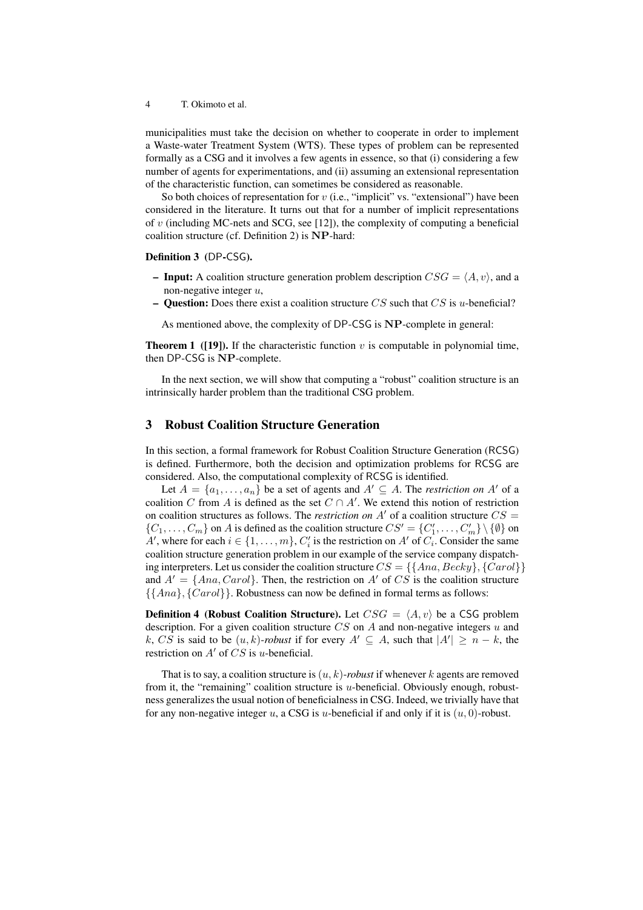municipalities must take the decision on whether to cooperate in order to implement a Waste-water Treatment System (WTS). These types of problem can be represented formally as a CSG and it involves a few agents in essence, so that (i) considering a few number of agents for experimentations, and (ii) assuming an extensional representation of the characteristic function, can sometimes be considered as reasonable.

So both choices of representation for $v$ (i.e., "implicit" vs. "extensional") have been considered in the literature. It turns out that for a number of implicit representations of $v$ (including MC-nets and SCG, see [12]), the complexity of computing a beneficial coalition structure (cf. Definition 2) is $\mathbf{NP}$-hard:

**Definition 3** **(DP-CSG).**

- **Input:** A coalition structure generation problem description $CSG = \langle A, v \rangle$, and a non-negative integer $u$,
- **Question:** Does there exist a coalition structure $CS$ such that $CS$ is $u$-beneficial?

As mentioned above, the complexity of DP-CSG is $\mathbf{NP}$-complete in general:

**Theorem 1** **([19]).** If the characteristic function $v$ is computable in polynomial time, then DP-CSG is $\mathbf{NP}$-complete.

In the next section, we will show that computing a "robust" coalition structure is an intrinsically harder problem than the traditional CSG problem.

## 3 Robust Coalition Structure Generation

In this section, a formal framework for Robust Coalition Structure Generation (RCSG) is defined. Furthermore, both the decision and optimization problems for RCSG are considered. Also, the computational complexity of RCSG is identified.

Let $A = \{a_1, \ldots, a_n\}$ be a set of agents and $A' \subseteq A$. The *restriction on* $A'$ of a coalition $C$ from $A$ is defined as the set $C \cap A'$. We extend this notion of restriction on coalition structures as follows. The *restriction on* $A'$ of a coalition structure $CS = \{C_1, \ldots, C_m\}$ on $A$ is defined as the coalition structure $CS' = \{C'_1, \ldots, C'_m\} \setminus \{\emptyset\}$ on $A'$, where for each $i \in \{1, \ldots, m\}$, $C'_i$ is the restriction on $A'$ of $C_i$. Consider the same coalition structure generation problem in our example of the service company dispatching interpreters. Let us consider the coalition structure $CS = \{\{Ana, Becky\}, \{Carol\}\}$ and $A' = \{Ana, Carol\}$. Then, the restriction on $A'$ of $CS$ is the coalition structure $\{\{Ana\}, \{Carol\}\}$. Robustness can now be defined in formal terms as follows:

**Definition 4** **(Robust Coalition Structure).** Let $CSG = \langle A, v \rangle$ be a CSG problem description. For a given coalition structure $CS$ on $A$ and non-negative integers $u$ and $k$, $CS$ is said to be $(u, k)$-*robust* if for every $A' \subseteq A$, such that $|A'| \geq n - k$, the restriction on $A'$ of $CS$ is $u$-beneficial.

That is to say, a coalition structure is $(u, k)$-*robust* if whenever $k$ agents are removed from it, the "remaining" coalition structure is $u$-beneficial. Obviously enough, robustness generalizes the usual notion of beneficialness in CSG. Indeed, we trivially have that for any non-negative integer $u$, a CSG is $u$-beneficial if and only if it is $(u, 0)$-robust.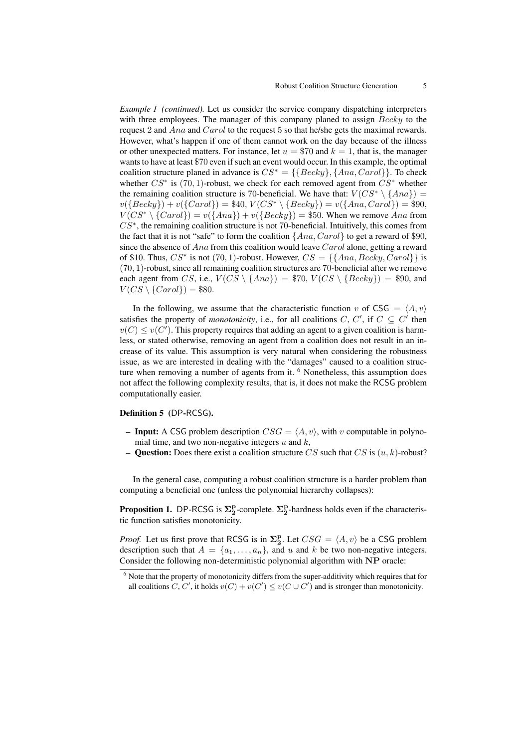*Example 1 (continued).* Let us consider the service company dispatching interpreters with three employees. The manager of this company planed to assign $Becky$ to the request 2 and $Ana$ and $Carol$ to the request 5 so that he/she gets the maximal rewards. However, what's happen if one of them cannot work on the day because of the illness or other unexpected matters. For instance, let $u = \$70$ and $k = 1$, that is, the manager wants to have at least \$70 even if such an event would occur. In this example, the optimal coalition structure planed in advance is $CS^* = \{\{Becky\}, \{Ana, Carol\}\}$. To check whether $CS^*$ is $(70, 1)$-robust, we check for each removed agent from $CS^*$ whether the remaining coalition structure is 70-beneficial. We have that: $V(CS^* \setminus \{Ana\}) = v(\{Becky\}) + v(\{Carol\}) = \$40$, $V(CS^* \setminus \{Becky\}) = v(\{Ana, Carol\}) = \$90$, $V(CS^* \setminus \{Carol\}) = v(\{Ana\}) + v(\{Becky\}) = \$50$. When we remove $Ana$ from $CS^*$, the remaining coalition structure is not 70-beneficial. Intuitively, this comes from the fact that it is not "safe" to form the coalition $\{Ana, Carol\}$ to get a reward of \$90, since the absence of $Ana$ from this coalition would leave $Carol$ alone, getting a reward of \$10. Thus, $CS^*$ is not $(70, 1)$-robust. However, $CS = \{\{Ana, Becky, Carol\}\}$ is $(70, 1)$-robust, since all remaining coalition structures are 70-beneficial after we remove each agent from $CS$, i.e., $V(CS \setminus \{Ana\}) = \$70$, $V(CS \setminus \{Becky\}) = \$90$, and $V(CS \setminus \{Carol\}) = \$80$.

In the following, we assume that the characteristic function $v$ of $\mathsf{CSG} = \langle A, v\rangle$ satisfies the property of *monotonicity*, i.e., for all coalitions $C$, $C'$, if $C \subseteq C'$ then $v(C) \leq v(C')$. This property requires that adding an agent to a given coalition is harmless, or stated otherwise, removing an agent from a coalition does not result in an increase of its value. This assumption is very natural when considering the robustness issue, as we are interested in dealing with the "damages" caused to a coalition structure when removing a number of agents from it. [6] Nonetheless, this assumption does not affect the following complexity results, that is, it does not make the RCSG problem computationally easier.

**Definition 5** (DP-RCSG)**.**

- **Input:** A CSG problem description $CSG = \langle A, v\rangle$, with $v$ computable in polynomial time, and two non-negative integers $u$ and $k$,
- **Question:** Does there exist a coalition structure $CS$ such that $CS$ is $(u, k)$-robust?

In the general case, computing a robust coalition structure is a harder problem than computing a beneficial one (unless the polynomial hierarchy collapses):

**Proposition 1.** DP-RCSG is $\mathbf{\Sigma_2^P}$-complete. $\mathbf{\Sigma_2^P}$-hardness holds even if the characteristic function satisfies monotonicity.

*Proof.* Let us first prove that RCSG is in $\mathbf{\Sigma_2^P}$. Let $CSG = \langle A, v\rangle$ be a CSG problem description such that $A = \{a_1, \ldots, a_n\}$, and $u$ and $k$ be two non-negative integers. Consider the following non-deterministic polynomial algorithm with $\mathbf{NP}$ oracle:

[6] Note that the property of monotonicity differs from the super-additivity which requires that for all coalitions $C$, $C'$, it holds $v(C) + v(C') \leq v(C \cup C')$ and is stronger than monotonicity.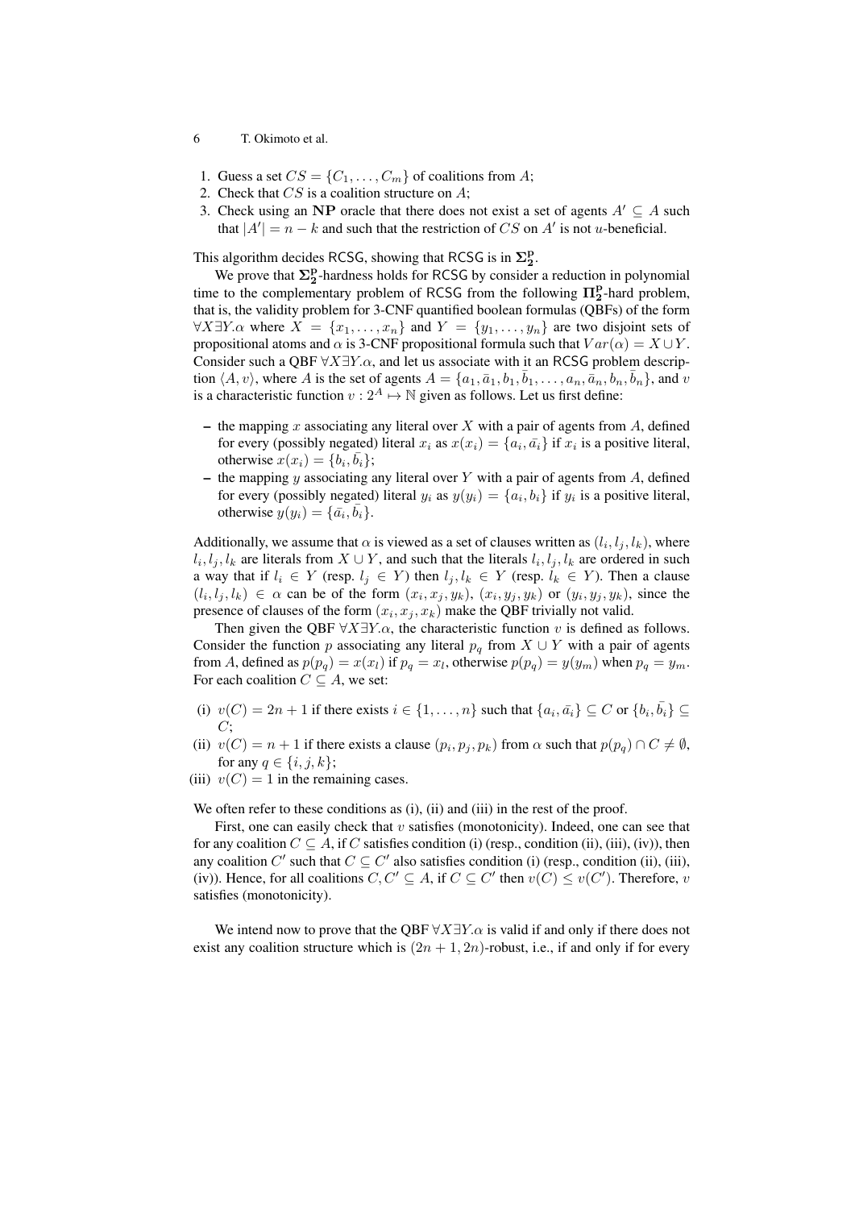1. Guess a set $CS = \{C_1, \ldots, C_m\}$ of coalitions from $A$;
2. Check that $CS$ is a coalition structure on $A$;
3. Check using an **NP** oracle that there does not exist a set of agents $A' \subseteq A$ such that $|A'| = n - k$ and such that the restriction of $CS$ on $A'$ is not $u$-beneficial.

This algorithm decides RCSG, showing that RCSG is in $\mathbf{\Sigma_2^p}$.

We prove that $\mathbf{\Sigma_2^p}$-hardness holds for RCSG by consider a reduction in polynomial time to the complementary problem of RCSG from the following $\mathbf{\Pi_2^p}$-hard problem, that is, the validity problem for 3-CNF quantified boolean formulas (QBFs) of the form $\forall X \exists Y.\alpha$ where $X = \{x_1, \ldots, x_n\}$ and $Y = \{y_1, \ldots, y_n\}$ are two disjoint sets of propositional atoms and $\alpha$ is 3-CNF propositional formula such that $Var(\alpha) = X \cup Y$. Consider such a QBF $\forall X \exists Y.\alpha$, and let us associate with it an RCSG problem description $\langle A, v\rangle$, where $A$ is the set of agents $A = \{a_1, \bar{a}_1, b_1, \bar{b}_1, \ldots, a_n, \bar{a}_n, b_n, \bar{b}_n\}$, and $v$ is a characteristic function $v : 2^A \mapsto \mathbb{N}$ given as follows. Let us first define:

- the mapping $x$ associating any literal over $X$ with a pair of agents from $A$, defined for every (possibly negated) literal $x_i$ as $x(x_i) = \{a_i, \bar{a_i}\}$ if $x_i$ is a positive literal, otherwise $x(x_i) = \{b_i, \bar{b_i}\}$;
- the mapping $y$ associating any literal over $Y$ with a pair of agents from $A$, defined for every (possibly negated) literal $y_i$ as $y(y_i) = \{a_i, b_i\}$ if $y_i$ is a positive literal, otherwise $y(y_i) = \{\bar{a_i}, \bar{b_i}\}$.

Additionally, we assume that $\alpha$ is viewed as a set of clauses written as $(l_i, l_j, l_k)$, where $l_i, l_j, l_k$ are literals from $X \cup Y$, and such that the literals $l_i, l_j, l_k$ are ordered in such a way that if $l_i \in Y$ (resp. $l_j \in Y$) then $l_j, l_k \in Y$ (resp. $l_k \in Y$). Then a clause $(l_i, l_j, l_k) \in \alpha$ can be of the form $(x_i, x_j, y_k)$, $(x_i, y_j, y_k)$ or $(y_i, y_j, y_k)$, since the presence of clauses of the form $(x_i, x_j, x_k)$ make the QBF trivially not valid.

Then given the QBF $\forall X \exists Y.\alpha$, the characteristic function $v$ is defined as follows. Consider the function $p$ associating any literal $p_q$ from $X \cup Y$ with a pair of agents from $A$, defined as $p(p_q) = x(x_l)$ if $p_q = x_l$, otherwise $p(p_q) = y(y_m)$ when $p_q = y_m$. For each coalition $C \subseteq A$, we set:

(i) $v(C) = 2n + 1$ if there exists $i \in \{1, \ldots, n\}$ such that $\{a_i, \bar{a_i}\} \subseteq C$ or $\{b_i, \bar{b_i}\} \subseteq C$;

(ii) $v(C) = n + 1$ if there exists a clause $(p_i, p_j, p_k)$ from $\alpha$ such that $p(p_q) \cap C \neq \emptyset$, for any $q \in \{i, j, k\}$;

(iii) $v(C) = 1$ in the remaining cases.

We often refer to these conditions as (i), (ii) and (iii) in the rest of the proof.

First, one can easily check that $v$ satisfies (monotonicity). Indeed, one can see that for any coalition $C \subseteq A$, if $C$ satisfies condition (i) (resp., condition (ii), (iii), (iv)), then any coalition $C'$ such that $C \subseteq C'$ also satisfies condition (i) (resp., condition (ii), (iii), (iv)). Hence, for all coalitions $C, C' \subseteq A$, if $C \subseteq C'$ then $v(C) \leq v(C')$. Therefore, $v$ satisfies (monotonicity).

We intend now to prove that the QBF $\forall X \exists Y.\alpha$ is valid if and only if there does not exist any coalition structure which is $(2n + 1, 2n)$-robust, i.e., if and only if for every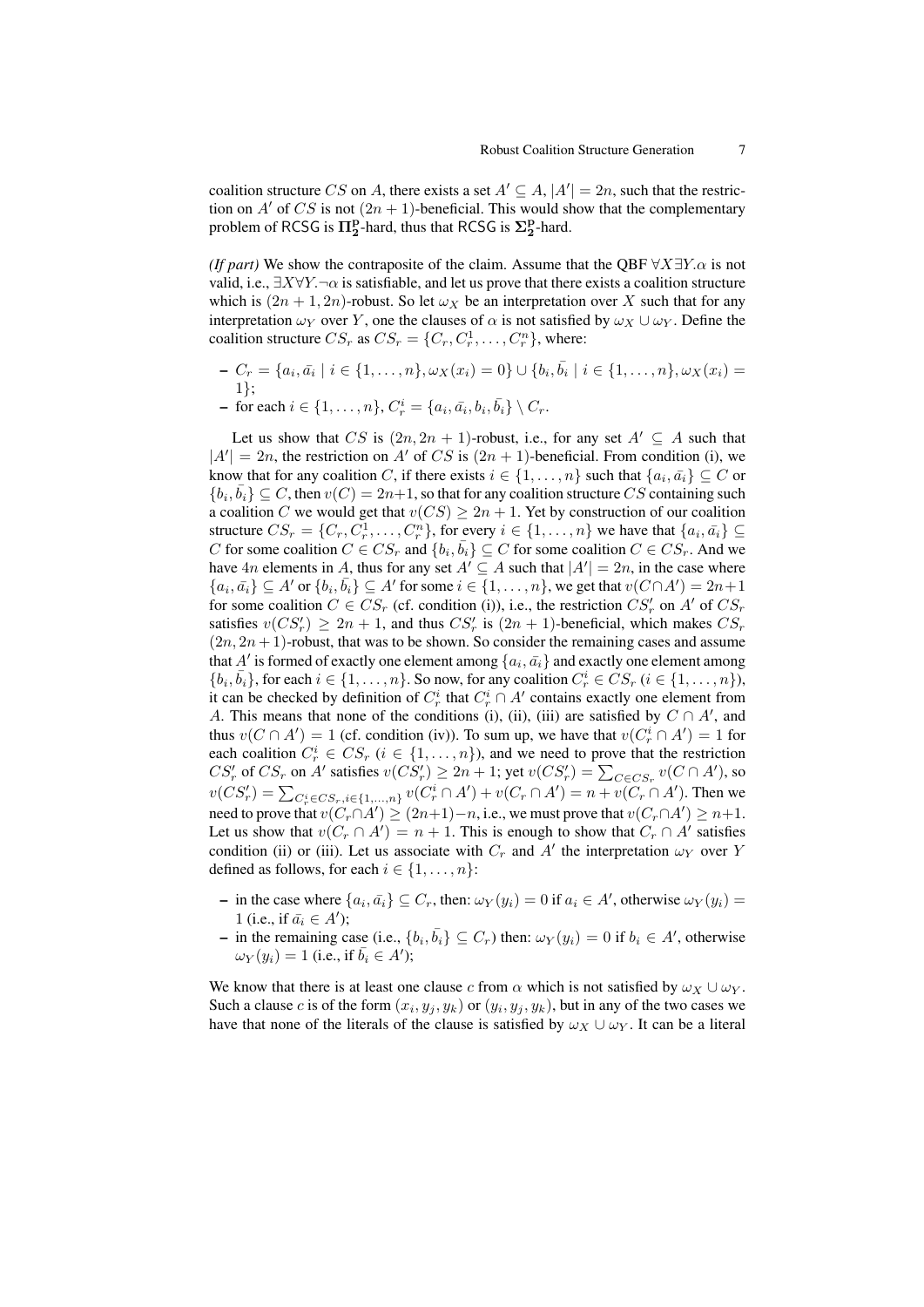coalition structure $CS$ on $A$, there exists a set $A' \subseteq A$, $|A'| = 2n$, such that the restriction on $A'$ of $CS$ is not $(2n+1)$-beneficial. This would show that the complementary problem of RCSG is $\mathbf{\Pi_2^P}$-hard, thus that RCSG is $\mathbf{\Sigma_2^P}$-hard.

*(If part)* We show the contraposite of the claim. Assume that the QBF $\forall X \exists Y.\alpha$ is not valid, i.e., $\exists X \forall Y.\neg\alpha$ is satisfiable, and let us prove that there exists a coalition structure which is $(2n+1, 2n)$-robust. So let $\omega_X$ be an interpretation over $X$ such that for any interpretation $\omega_Y$ over $Y$, one the clauses of $\alpha$ is not satisfied by $\omega_X \cup \omega_Y$. Define the coalition structure $CS_r$ as $CS_r = \{C_r, C_r^1, \ldots, C_r^n\}$, where:

- $C_r = \{a_i, \bar{a_i} \mid i \in \{1, \ldots, n\}, \omega_X(x_i) = 0\} \cup \{b_i, \bar{b_i} \mid i \in \{1, \ldots, n\}, \omega_X(x_i) = 1\}$;
- for each $i \in \{1, \ldots, n\}$, $C_r^i = \{a_i, \bar{a_i}, b_i, \bar{b_i}\} \setminus C_r$.

Let us show that $CS$ is $(2n, 2n+1)$-robust, i.e., for any set $A' \subseteq A$ such that $|A'| = 2n$, the restriction on $A'$ of $CS$ is $(2n+1)$-beneficial. From condition (i), we know that for any coalition $C$, if there exists $i \in \{1, \ldots, n\}$ such that $\{a_i, \bar{a_i}\} \subseteq C$ or $\{b_i, \bar{b_i}\} \subseteq C$, then $v(C) = 2n+1$, so that for any coalition structure $CS$ containing such a coalition $C$ we would get that $v(CS) \geq 2n+1$. Yet by construction of our coalition structure $CS_r = \{C_r, C_r^1, \ldots, C_r^n\}$, for every $i \in \{1, \ldots, n\}$ we have that $\{a_i, \bar{a_i}\} \subseteq C$ for some coalition $C \in CS_r$ and $\{b_i, \bar{b_i}\} \subseteq C$ for some coalition $C \in CS_r$. And we have $4n$ elements in $A$, thus for any set $A' \subseteq A$ such that $|A'| = 2n$, in the case where $\{a_i, \bar{a_i}\} \subseteq A'$ or $\{b_i, \bar{b_i}\} \subseteq A'$ for some $i \in \{1, \ldots, n\}$, we get that $v(C \cap A') = 2n+1$ for some coalition $C \in CS_r$ (cf. condition (i)), i.e., the restriction $CS'_r$ on $A'$ of $CS_r$ satisfies $v(CS'_r) \geq 2n+1$, and thus $CS'_r$ is $(2n+1)$-beneficial, which makes $CS_r$ $(2n, 2n+1)$-robust, that was to be shown. So consider the remaining cases and assume that $A'$ is formed of exactly one element among $\{a_i, \bar{a_i}\}$ and exactly one element among $\{b_i, \bar{b_i}\}$, for each $i \in \{1, \ldots, n\}$. So now, for any coalition $C_r^i \in CS_r$ ($i \in \{1, \ldots, n\}$), it can be checked by definition of $C_r^i$ that $C_r^i \cap A'$ contains exactly one element from $A$. This means that none of the conditions (i), (ii), (iii) are satisfied by $C \cap A'$, and thus $v(C \cap A') = 1$ (cf. condition (iv)). To sum up, we have that $v(C_r^i \cap A') = 1$ for each coalition $C_r^i \in CS_r$ ($i \in \{1, \ldots, n\}$), and we need to prove that the restriction $CS'_r$ of $CS_r$ on $A'$ satisfies $v(CS'_r) \geq 2n+1$; yet $v(CS'_r) = \sum_{C \in CS_r} v(C \cap A')$, so $v(CS'_r) = \sum_{C_r^i \in CS_r, i \in \{1,\ldots,n\}} v(C_r^i \cap A') + v(C_r \cap A') = n + v(C_r \cap A')$. Then we need to prove that $v(C_r \cap A') \geq (2n+1) - n$, i.e., we must prove that $v(C_r \cap A') \geq n+1$. Let us show that $v(C_r \cap A') = n+1$. This is enough to show that $C_r \cap A'$ satisfies condition (ii) or (iii). Let us associate with $C_r$ and $A'$ the interpretation $\omega_Y$ over $Y$ defined as follows, for each $i \in \{1, \ldots, n\}$:

- in the case where $\{a_i, \bar{a_i}\} \subseteq C_r$, then: $\omega_Y(y_i) = 0$ if $a_i \in A'$, otherwise $\omega_Y(y_i) = 1$ (i.e., if $\bar{a_i} \in A'$);
- in the remaining case (i.e., $\{b_i, \bar{b_i}\} \subseteq C_r$) then: $\omega_Y(y_i) = 0$ if $b_i \in A'$, otherwise $\omega_Y(y_i) = 1$ (i.e., if $\bar{b_i} \in A'$);

We know that there is at least one clause $c$ from $\alpha$ which is not satisfied by $\omega_X \cup \omega_Y$. Such a clause $c$ is of the form $(x_i, y_j, y_k)$ or $(y_i, y_j, y_k)$, but in any of the two cases we have that none of the literals of the clause is satisfied by $\omega_X \cup \omega_Y$. It can be a literal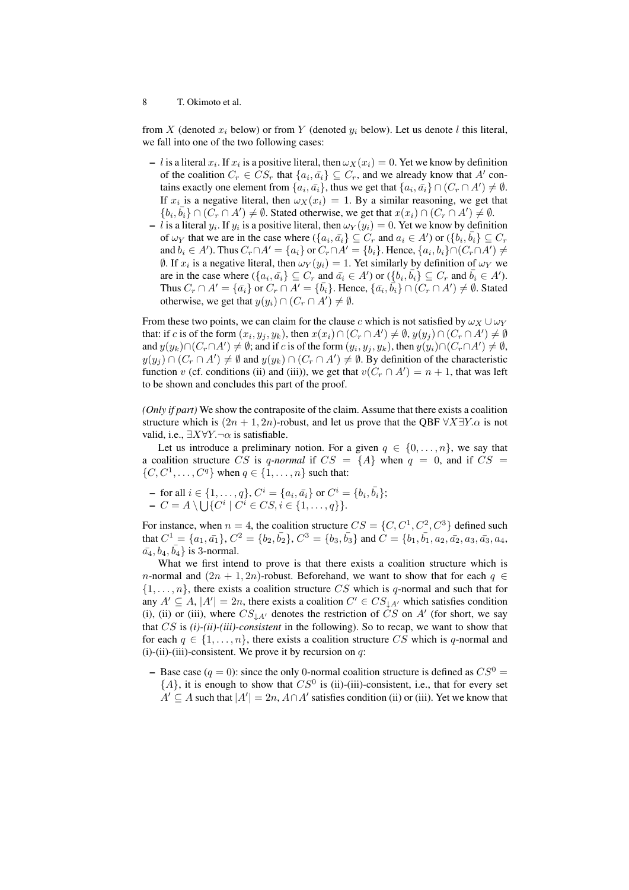from $X$ (denoted $x_i$ below) or from $Y$ (denoted $y_i$ below). Let us denote $l$ this literal, we fall into one of the two following cases:

- $l$ is a literal $x_i$. If $x_i$ is a positive literal, then $\omega_X(x_i) = 0$. Yet we know by definition of the coalition $C_r \in CS_r$ that $\{a_i, \bar{a_i}\} \subseteq C_r$, and we already know that $A'$ contains exactly one element from $\{a_i, \bar{a_i}\}$, thus we get that $\{a_i, \bar{a_i}\} \cap (C_r \cap A') \neq \emptyset$. If $x_i$ is a negative literal, then $\omega_X(x_i) = 1$. By a similar reasoning, we get that $\{b_i, \bar{b_i}\} \cap (C_r \cap A') \neq \emptyset$. Stated otherwise, we get that $x(x_i) \cap (C_r \cap A') \neq \emptyset$.
- $l$ is a literal $y_i$. If $y_i$ is a positive literal, then $\omega_Y(y_i) = 0$. Yet we know by definition of $\omega_Y$ that we are in the case where ($\{a_i, \bar{a_i}\} \subseteq C_r$ and $a_i \in A'$) or ($\{b_i, \bar{b_i}\} \subseteq C_r$ and $b_i \in A'$). Thus $C_r \cap A' = \{a_i\}$ or $C_r \cap A' = \{b_i\}$. Hence, $\{a_i, b_i\} \cap (C_r \cap A') \neq \emptyset$. If $x_i$ is a negative literal, then $\omega_Y(y_i) = 1$. Yet similarly by definition of $\omega_Y$ we are in the case where ($\{a_i, \bar{a_i}\} \subseteq C_r$ and $\bar{a_i} \in A'$) or ($\{b_i, \bar{b_i}\} \subseteq C_r$ and $\bar{b_i} \in A'$). Thus $C_r \cap A' = \{\bar{a_i}\}$ or $C_r \cap A' = \{\bar{b_i}\}$. Hence, $\{\bar{a_i}, \bar{b_i}\} \cap (C_r \cap A') \neq \emptyset$. Stated otherwise, we get that $y(y_i) \cap (C_r \cap A') \neq \emptyset$.

From these two points, we can claim for the clause $c$ which is not satisfied by $\omega_X \cup \omega_Y$ that: if $c$ is of the form $(x_i, y_j, y_k)$, then $x(x_i) \cap (C_r \cap A') \neq \emptyset$, $y(y_j) \cap (C_r \cap A') \neq \emptyset$ and $y(y_k) \cap (C_r \cap A') \neq \emptyset$; and if $c$ is of the form $(y_i, y_j, y_k)$, then $y(y_i) \cap (C_r \cap A') \neq \emptyset$, $y(y_j) \cap (C_r \cap A') \neq \emptyset$ and $y(y_k) \cap (C_r \cap A') \neq \emptyset$. By definition of the characteristic function $v$ (cf. conditions (ii) and (iii)), we get that $v(C_r \cap A') = n + 1$, that was left to be shown and concludes this part of the proof.

*(Only if part)* We show the contraposite of the claim. Assume that there exists a coalition structure which is $(2n + 1, 2n)$-robust, and let us prove that the QBF $\forall X \exists Y.\alpha$ is not valid, i.e., $\exists X \forall Y.\neg\alpha$ is satisfiable.

Let us introduce a preliminary notion. For a given $q \in \{0, \ldots, n\}$, we say that a coalition structure $CS$ is *q-normal* if $CS = \{A\}$ when $q = 0$, and if $CS = \{C, C^1, \ldots, C^q\}$ when $q \in \{1, \ldots, n\}$ such that:

- for all $i \in \{1, \ldots, q\}$, $C^i = \{a_i, \bar{a_i}\}$ or $C^i = \{b_i, \bar{b_i}\}$;
- $C = A \setminus \bigcup\{C^i \mid C^i \in CS, i \in \{1, \ldots, q\}\}$.

For instance, when $n = 4$, the coalition structure $CS = \{C, C^1, C^2, C^3\}$ defined such that $C^1 = \{a_1, \bar{a_1}\}$, $C^2 = \{b_2, \bar{b_2}\}$, $C^3 = \{b_3, \bar{b_3}\}$ and $C = \{b_1, \bar{b_1}, a_2, \bar{a_2}, a_3, \bar{a_3}, a_4, \bar{a_4}, b_4, \bar{b_4}\}$ is 3-normal.

What we first intend to prove is that there exists a coalition structure which is $n$-normal and $(2n + 1, 2n)$-robust. Beforehand, we want to show that for each $q \in \{1, \ldots, n\}$, there exists a coalition structure $CS$ which is $q$-normal and such that for any $A' \subseteq A$, $|A'| = 2n$, there exists a coalition $C' \in CS_{\downarrow A'}$ which satisfies condition (i), (ii) or (iii), where $CS_{\downarrow A'}$ denotes the restriction of $CS$ on $A'$ (for short, we say that $CS$ is *(i)-(ii)-(iii)-consistent* in the following). So to recap, we want to show that for each $q \in \{1, \ldots, n\}$, there exists a coalition structure $CS$ which is $q$-normal and (i)-(ii)-(iii)-consistent. We prove it by recursion on $q$:

- Base case ($q = 0$): since the only 0-normal coalition structure is defined as $CS^0 = \{A\}$, it is enough to show that $CS^0$ is (ii)-(iii)-consistent, i.e., that for every set $A' \subseteq A$ such that $|A'| = 2n$, $A \cap A'$ satisfies condition (ii) or (iii). Yet we know that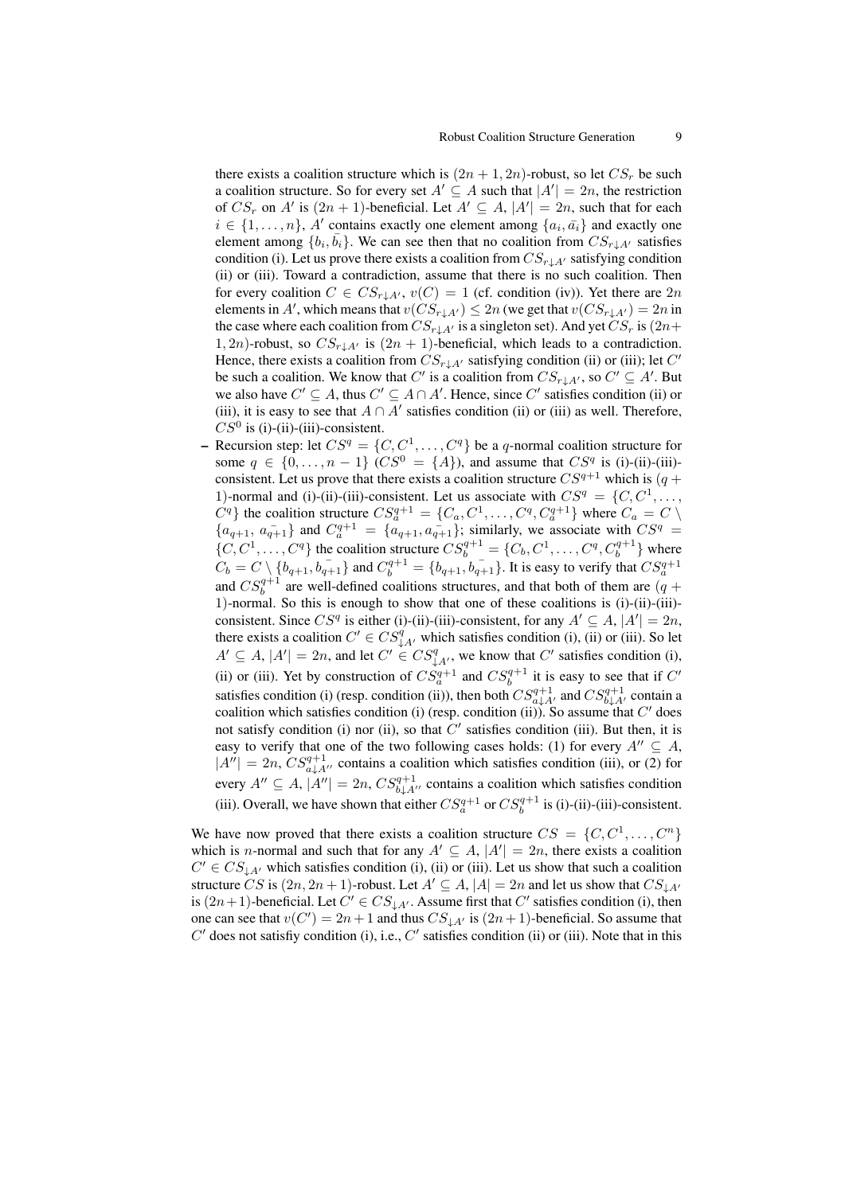there exists a coalition structure which is $(2n+1, 2n)$-robust, so let $CS_r$ be such a coalition structure. So for every set $A' \subseteq A$ such that $|A'| = 2n$, the restriction of $CS_r$ on $A'$ is $(2n+1)$-beneficial. Let $A' \subseteq A$, $|A'| = 2n$, such that for each $i \in \{1, \ldots, n\}$, $A'$ contains exactly one element among $\{a_i, \bar{a_i}\}$ and exactly one element among $\{b_i, \bar{b_i}\}$. We can see then that no coalition from $CS_{r\downarrow A'}$ satisfies condition (i). Let us prove there exists a coalition from $CS_{r\downarrow A'}$ satisfying condition (ii) or (iii). Toward a contradiction, assume that there is no such coalition. Then for every coalition $C \in CS_{r\downarrow A'}$, $v(C) = 1$ (cf. condition (iv)). Yet there are $2n$ elements in $A'$, which means that $v(CS_{r\downarrow A'}) \leq 2n$ (we get that $v(CS_{r\downarrow A'}) = 2n$ in the case where each coalition from $CS_{r\downarrow A'}$ is a singleton set). And yet $CS_r$ is $(2n+1, 2n)$-robust, so $CS_{r\downarrow A'}$ is $(2n+1)$-beneficial, which leads to a contradiction. Hence, there exists a coalition from $CS_{r\downarrow A'}$ satisfying condition (ii) or (iii); let $C'$ be such a coalition. We know that $C'$ is a coalition from $CS_{r\downarrow A'}$, so $C' \subseteq A'$. But we also have $C' \subseteq A$, thus $C' \subseteq A \cap A'$. Hence, since $C'$ satisfies condition (ii) or (iii), it is easy to see that $A \cap A'$ satisfies condition (ii) or (iii) as well. Therefore, $CS^0$ is (i)-(ii)-(iii)-consistent.

- Recursion step: let $CS^q = \{C, C^1, \ldots, C^q\}$ be a $q$-normal coalition structure for some $q \in \{0, \ldots, n-1\}$ ($CS^0 = \{A\}$), and assume that $CS^q$ is (i)-(ii)-(iii)-consistent. Let us prove that there exists a coalition structure $CS^{q+1}$ which is $(q+1)$-normal and (i)-(ii)-(iii)-consistent. Let us associate with $CS^q = \{C, C^1, \ldots, C^q\}$ the coalition structure $CS_a^{q+1} = \{C_a, C^1, \ldots, C^q, C_a^{q+1}\}$ where $C_a = C \setminus \{a_{q+1}, \bar{a_{q+1}}\}$ and $C_a^{q+1} = \{a_{q+1}, \bar{a_{q+1}}\}$; similarly, we associate with $CS^q = \{C, C^1, \ldots, C^q\}$ the coalition structure $CS_b^{q+1} = \{C_b, C^1, \ldots, C^q, C_b^{q+1}\}$ where $C_b = C \setminus \{b_{q+1}, \bar{b_{q+1}}\}$ and $C_b^{q+1} = \{b_{q+1}, \bar{b_{q+1}}\}$. It is easy to verify that $CS_a^{q+1}$ and $CS_b^{q+1}$ are well-defined coalitions structures, and that both of them are $(q+1)$-normal. So this is enough to show that one of these coalitions is (i)-(ii)-(iii)-consistent. Since $CS^q$ is either (i)-(ii)-(iii)-consistent, for any $A' \subseteq A$, $|A'| = 2n$, there exists a coalition $C' \in CS^q_{\downarrow A'}$ which satisfies condition (i), (ii) or (iii). So let $A' \subseteq A$, $|A'| = 2n$, and let $C' \in CS^q_{\downarrow A'}$, we know that $C'$ satisfies condition (i), (ii) or (iii). Yet by construction of $CS_a^{q+1}$ and $CS_b^{q+1}$ it is easy to see that if $C'$ satisfies condition (i) (resp. condition (ii)), then both $CS^{q+1}_{a\downarrow A'}$ and $CS^{q+1}_{b\downarrow A'}$ contain a coalition which satisfies condition (i) (resp. condition (ii)). So assume that $C'$ does not satisfy condition (i) nor (ii), so that $C'$ satisfies condition (iii). But then, it is easy to verify that one of the two following cases holds: (1) for every $A'' \subseteq A$, $|A''| = 2n$, $CS^{q+1}_{a\downarrow A''}$ contains a coalition which satisfies condition (iii), or (2) for every $A'' \subseteq A$, $|A''| = 2n$, $CS^{q+1}_{b\downarrow A''}$ contains a coalition which satisfies condition (iii). Overall, we have shown that either $CS_a^{q+1}$ or $CS_b^{q+1}$ is (i)-(ii)-(iii)-consistent.

We have now proved that there exists a coalition structure $CS = \{C, C^1, \ldots, C^n\}$ which is $n$-normal and such that for any $A' \subseteq A$, $|A'| = 2n$, there exists a coalition $C' \in CS_{\downarrow A'}$ which satisfies condition (i), (ii) or (iii). Let us show that such a coalition structure $CS$ is $(2n, 2n+1)$-robust. Let $A' \subseteq A$, $|A| = 2n$ and let us show that $CS_{\downarrow A'}$ is $(2n+1)$-beneficial. Let $C' \in CS_{\downarrow A'}$. Assume first that $C'$ satisfies condition (i), then one can see that $v(C') = 2n+1$ and thus $CS_{\downarrow A'}$ is $(2n+1)$-beneficial. So assume that $C'$ does not satisfiy condition (i), i.e., $C'$ satisfies condition (ii) or (iii). Note that in this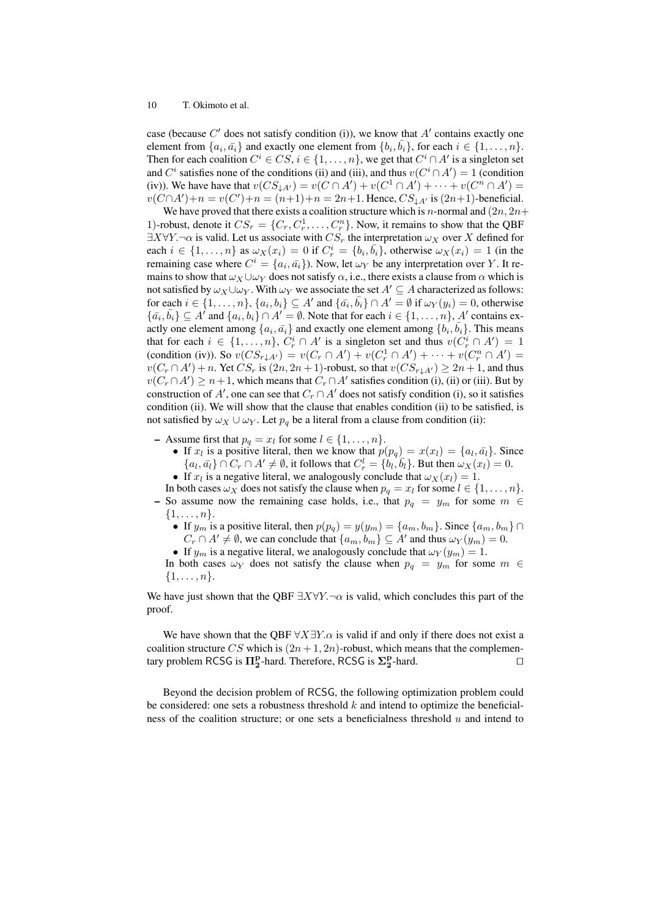case (because $C'$ does not satisfy condition (i)), we know that $A'$ contains exactly one element from $\{a_i, \bar{a_i}\}$ and exactly one element from $\{b_i, \bar{b_i}\}$, for each $i \in \{1, \ldots, n\}$. Then for each coalition $C^i \in CS, i \in \{1, \ldots, n\}$, we get that $C^i \cap A'$ is a singleton set and $C^i$ satisfies none of the conditions (ii) and (iii), and thus $v(C^i \cap A') = 1$ (condition (iv)). We have have that $v(CS_{\downarrow A'}) = v(C \cap A') + v(C^1 \cap A') + \cdots + v(C^n \cap A') = v(C \cap A') + n = v(C') + n = (n+1) + n = 2n+1$. Hence, $CS_{\downarrow A'}$ is $(2n+1)$-beneficial.

We have proved that there exists a coalition structure which is $n$-normal and $(2n, 2n+1)$-robust, denote it $CS_r = \{C_r, C_r^1, \ldots, C_r^n\}$. Now, it remains to show that the QBF $\exists X \forall Y. \neg\alpha$ is valid. Let us associate with $CS_r$ the interpretation $\omega_X$ over $X$ defined for each $i \in \{1, \ldots, n\}$ as $\omega_X(x_i) = 0$ if $C_r^i = \{b_i, \bar{b_i}\}$, otherwise $\omega_X(x_i) = 1$ (in the remaining case where $C^i = \{a_i, \bar{a_i}\}$). Now, let $\omega_Y$ be any interpretation over $Y$. It remains to show that $\omega_X \cup \omega_Y$ does not satisfy $\alpha$, i.e., there exists a clause from $\alpha$ which is not satisfied by $\omega_X \cup \omega_Y$. With $\omega_Y$ we associate the set $A' \subseteq A$ characterized as follows: for each $i \in \{1, \ldots, n\}$, $\{a_i, b_i\} \subseteq A'$ and $\{\bar{a_i}, \bar{b_i}\} \cap A' = \emptyset$ if $\omega_Y(y_i) = 0$, otherwise $\{\bar{a_i}, \bar{b_i}\} \subseteq A'$ and $\{a_i, b_i\} \cap A' = \emptyset$. Note that for each $i \in \{1, \ldots, n\}$, $A'$ contains exactly one element among $\{a_i, \bar{a_i}\}$ and exactly one element among $\{b_i, \bar{b_i}\}$. This means that for each $i \in \{1, \ldots, n\}$, $C_r^i \cap A'$ is a singleton set and thus $v(C_r^i \cap A') = 1$ (condition (iv)). So $v(CS_{r\downarrow A'}) = v(C_r \cap A') + v(C_r^1 \cap A') + \cdots + v(C_r^n \cap A') = v(C_r \cap A') + n$. Yet $CS_r$ is $(2n, 2n+1)$-robust, so that $v(CS_{r\downarrow A'}) \geq 2n+1$, and thus $v(C_r \cap A') \geq n+1$, which means that $C_r \cap A'$ satisfies condition (i), (ii) or (iii). But by construction of $A'$, one can see that $C_r \cap A'$ does not satisfy condition (i), so it satisfies condition (ii). We will show that the clause that enables condition (ii) to be satisfied, is not satisfied by $\omega_X \cup \omega_Y$. Let $p_q$ be a literal from a clause from condition (ii):

- Assume first that $p_q = x_l$ for some $l \in \{1, \ldots, n\}$.
  - If $x_l$ is a positive literal, then we know that $p(p_q) = x(x_l) = \{a_l, \bar{a_l}\}$. Since $\{a_l, \bar{a_l}\} \cap C_r \cap A' \neq \emptyset$, it follows that $C_r^l = \{b_l, \bar{b_l}\}$. But then $\omega_X(x_l) = 0$.
  - If $x_l$ is a negative literal, we analogously conclude that $\omega_X(x_l) = 1$.

  In both cases $\omega_X$ does not satisfy the clause when $p_q = x_l$ for some $l \in \{1, \ldots, n\}$.
- So assume now the remaining case holds, i.e., that $p_q = y_m$ for some $m \in \{1, \ldots, n\}$.
  - If $y_m$ is a positive literal, then $p(p_q) = y(y_m) = \{a_m, b_m\}$. Since $\{a_m, b_m\} \cap C_r \cap A' \neq \emptyset$, we can conclude that $\{a_m, b_m\} \subseteq A'$ and thus $\omega_Y(y_m) = 0$.
  - If $y_m$ is a negative literal, we analogously conclude that $\omega_Y(y_m) = 1$.

  In both cases $\omega_Y$ does not satisfy the clause when $p_q = y_m$ for some $m \in \{1, \ldots, n\}$.

We have just shown that the QBF $\exists X \forall Y. \neg\alpha$ is valid, which concludes this part of the proof.

We have shown that the QBF $\forall X \exists Y. \alpha$ is valid if and only if there does not exist a coalition structure $CS$ which is $(2n+1, 2n)$-robust, which means that the complementary problem RCSG is $\mathbf{\Pi_2^P}$-hard. Therefore, RCSG is $\mathbf{\Sigma_2^P}$-hard. □

Beyond the decision problem of RCSG, the following optimization problem could be considered: one sets a robustness threshold $k$ and intend to optimize the beneficialness of the coalition structure; or one sets a beneficialness threshold $u$ and intend to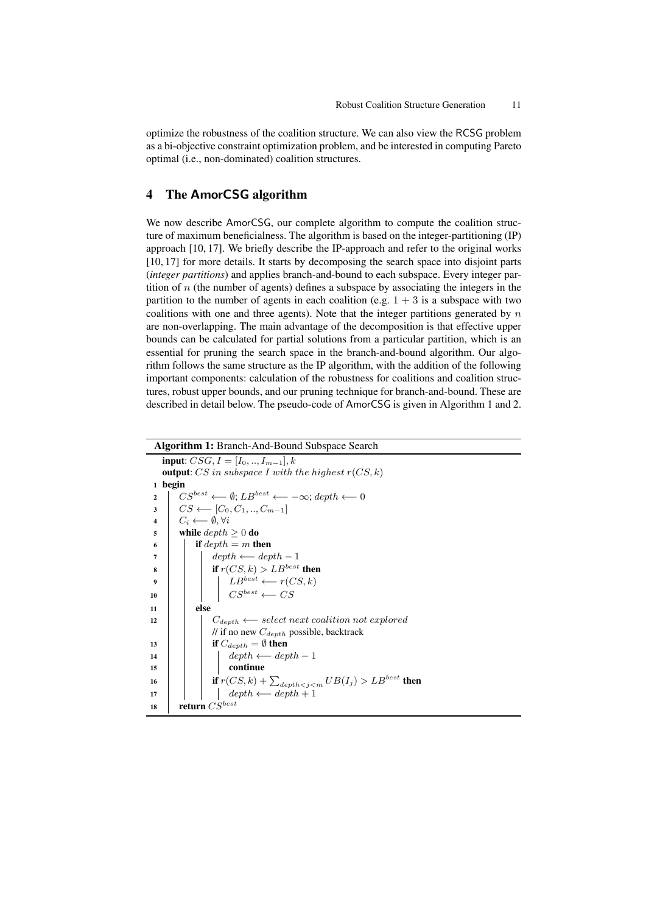optimize the robustness of the coalition structure. We can also view the RCSG problem as a bi-objective constraint optimization problem, and be interested in computing Pareto optimal (i.e., non-dominated) coalition structures.

## 4 The AmorCSG algorithm

We now describe AmorCSG, our complete algorithm to compute the coalition structure of maximum beneficialness. The algorithm is based on the integer-partitioning (IP) approach [10, 17]. We briefly describe the IP-approach and refer to the original works [10, 17] for more details. It starts by decomposing the search space into disjoint parts (*integer partitions*) and applies branch-and-bound to each subspace. Every integer partition of $n$ (the number of agents) defines a subspace by associating the integers in the partition to the number of agents in each coalition (e.g. $1 + 3$ is a subspace with two coalitions with one and three agents). Note that the integer partitions generated by $n$ are non-overlapping. The main advantage of the decomposition is that effective upper bounds can be calculated for partial solutions from a particular partition, which is an essential for pruning the search space in the branch-and-bound algorithm. Our algorithm follows the same structure as the IP algorithm, with the addition of the following important components: calculation of the robustness for coalitions and coalition structures, robust upper bounds, and our pruning technique for branch-and-bound. These are described in detail below. The pseudo-code of AmorCSG is given in Algorithm 1 and 2.

**Algorithm 1:** Branch-And-Bound Subspace Search

```
   input: CSG, I = [I_0, .., I_{m-1}], k
   output: CS in subspace I with the highest r(CS, k)
 1 begin
 2   CS^best ⟵ ∅; LB^best ⟵ −∞; depth ⟵ 0
 3   CS ⟵ [C_0, C_1, .., C_{m-1}]
 4   C_i ⟵ ∅, ∀i
 5   while depth ≥ 0 do
 6     if depth = m then
 7       depth ⟵ depth − 1
 8       if r(CS, k) > LB^best then
 9         LB^best ⟵ r(CS, k)
10         CS^best ⟵ CS
11     else
12       C_depth ⟵ select next coalition not explored
         // if no new C_depth possible, backtrack
13       if C_depth = ∅ then
14         depth ⟵ depth − 1
15         continue
16       if r(CS, k) + Σ_{depth<j<m} UB(I_j) > LB^best then
17         depth ⟵ depth + 1
18   return CS^best
```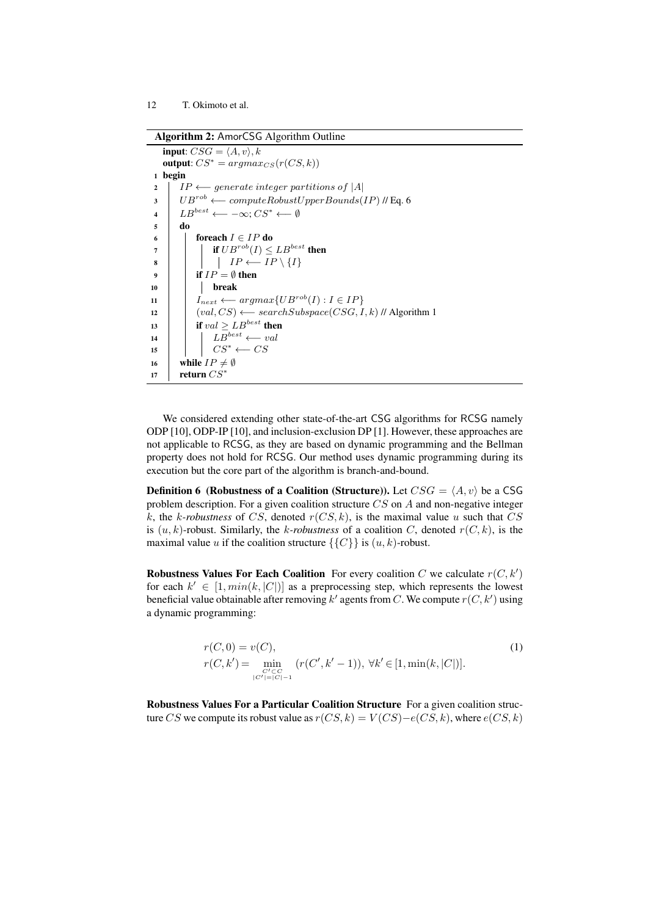**Algorithm 2:** AmorCSG Algorithm Outline

```
   input: CSG = ⟨A, v⟩, k
   output: CS* = argmax_CS(r(CS, k))
1  begin
2    IP ⟵ generate integer partitions of |A|
3    UB^rob ⟵ computeRobustUpperBounds(IP) // Eq. 6
4    LB^best ⟵ −∞; CS* ⟵ ∅
5    do
6      foreach I ∈ IP do
7        if UB^rob(I) ≤ LB^best then
8          IP ⟵ IP \ {I}
9      if IP = ∅ then
10       break
11     I_next ⟵ argmax{UB^rob(I) : I ∈ IP}
12     (val, CS) ⟵ searchSubspace(CSG, I, k) // Algorithm 1
13     if val ≥ LB^best then
14       LB^best ⟵ val
15       CS* ⟵ CS
16   while IP ≠ ∅
17   return CS*
```

We considered extending other state-of-the-art CSG algorithms for RCSG namely ODP [10], ODP-IP [10], and inclusion-exclusion DP [1]. However, these approaches are not applicable to RCSG, as they are based on dynamic programming and the Bellman property does not hold for RCSG. Our method uses dynamic programming during its execution but the core part of the algorithm is branch-and-bound.

**Definition 6 (Robustness of a Coalition (Structure)).** Let $CSG = \langle A, v \rangle$ be a CSG problem description. For a given coalition structure $CS$ on $A$ and non-negative integer $k$, the *k-robustness* of $CS$, denoted $r(CS, k)$, is the maximal value $u$ such that $CS$ is $(u, k)$-robust. Similarly, the *k-robustness* of a coalition $C$, denoted $r(C, k)$, is the maximal value $u$ if the coalition structure $\{\{C\}\}$ is $(u, k)$-robust.

**Robustness Values For Each Coalition** For every coalition $C$ we calculate $r(C, k')$ for each $k' \in [1, min(k, |C|)]$ as a preprocessing step, which represents the lowest beneficial value obtainable after removing $k'$ agents from $C$. We compute $r(C, k')$ using a dynamic programming:

$$
\begin{aligned}
&r(C, 0) = v(C), \\
&r(C, k') = \min_{\substack{C' \subset C \\ |C'| = |C| - 1}} (r(C', k' - 1)),\ \forall k' \in [1, \min(k, |C|)].
\end{aligned}
\tag{1}
$$

**Robustness Values For a Particular Coalition Structure** For a given coalition structure $CS$ we compute its robust value as $r(CS, k) = V(CS) - e(CS, k)$, where $e(CS, k)$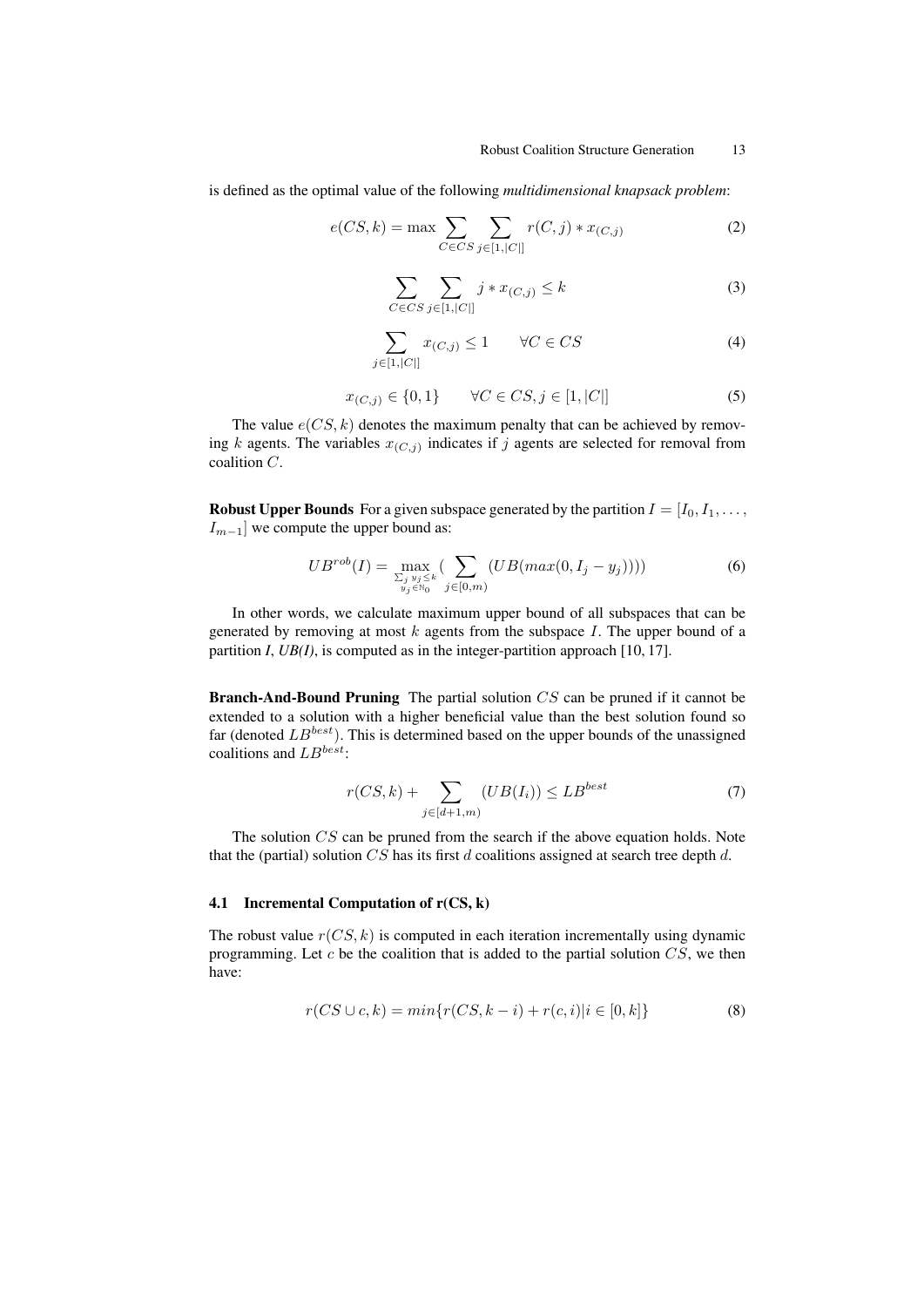is defined as the optimal value of the following *multidimensional knapsack problem*:

$$e(CS, k) = \max \sum_{C \in CS} \sum_{j \in [1,|C|]} r(C, j) * x_{(C,j)} \tag{2}$$

$$\sum_{C \in CS} \sum_{j \in [1,|C|]} j * x_{(C,j)} \leq k \tag{3}$$

$$\sum_{j \in [1,|C|]} x_{(C,j)} \leq 1 \qquad \forall C \in CS \tag{4}$$

$$x_{(C,j)} \in \{0, 1\} \qquad \forall C \in CS, j \in [1, |C|] \tag{5}$$

The value $e(CS, k)$ denotes the maximum penalty that can be achieved by removing $k$ agents. The variables $x_{(C,j)}$ indicates if $j$ agents are selected for removal from coalition $C$.

**Robust Upper Bounds** For a given subspace generated by the partition $I = [I_0, I_1, \ldots, I_{m-1}]$ we compute the upper bound as:

$$UB^{rob}(I) = \max_{\substack{\sum_j y_j \leq k \\ y_j \in \mathbb{N}_0}} \left( \sum_{j \in [0,m)} (UB(max(0, I_j - y_j))) \right) \tag{6}$$

In other words, we calculate maximum upper bound of all subspaces that can be generated by removing at most $k$ agents from the subspace $I$. The upper bound of a partition *I*, *UB(I)*, is computed as in the integer-partition approach [10, 17].

**Branch-And-Bound Pruning** The partial solution $CS$ can be pruned if it cannot be extended to a solution with a higher beneficial value than the best solution found so far (denoted $LB^{best}$). This is determined based on the upper bounds of the unassigned coalitions and $LB^{best}$:

$$r(CS, k) + \sum_{j \in [d+1,m)} (UB(I_i)) \leq LB^{best} \tag{7}$$

The solution $CS$ can be pruned from the search if the above equation holds. Note that the (partial) solution $CS$ has its first $d$ coalitions assigned at search tree depth $d$.

### 4.1 Incremental Computation of r(CS, k)

The robust value $r(CS, k)$ is computed in each iteration incrementally using dynamic programming. Let $c$ be the coalition that is added to the partial solution $CS$, we then have:

$$r(CS \cup c, k) = min\{r(CS, k - i) + r(c, i) | i \in [0, k]\} \tag{8}$$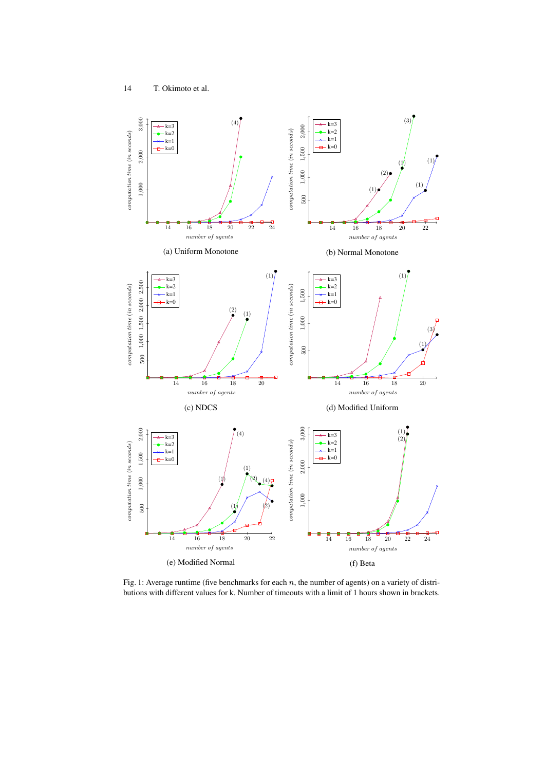(a) Uniform Monotone

(b) Normal Monotone

(c) NDCS

(d) Modified Uniform

(e) Modified Normal

(f) Beta

Fig. 1: Average runtime (five benchmarks for each $n$, the number of agents) on a variety of distributions with different values for k. Number of timeouts with a limit of 1 hours shown in brackets.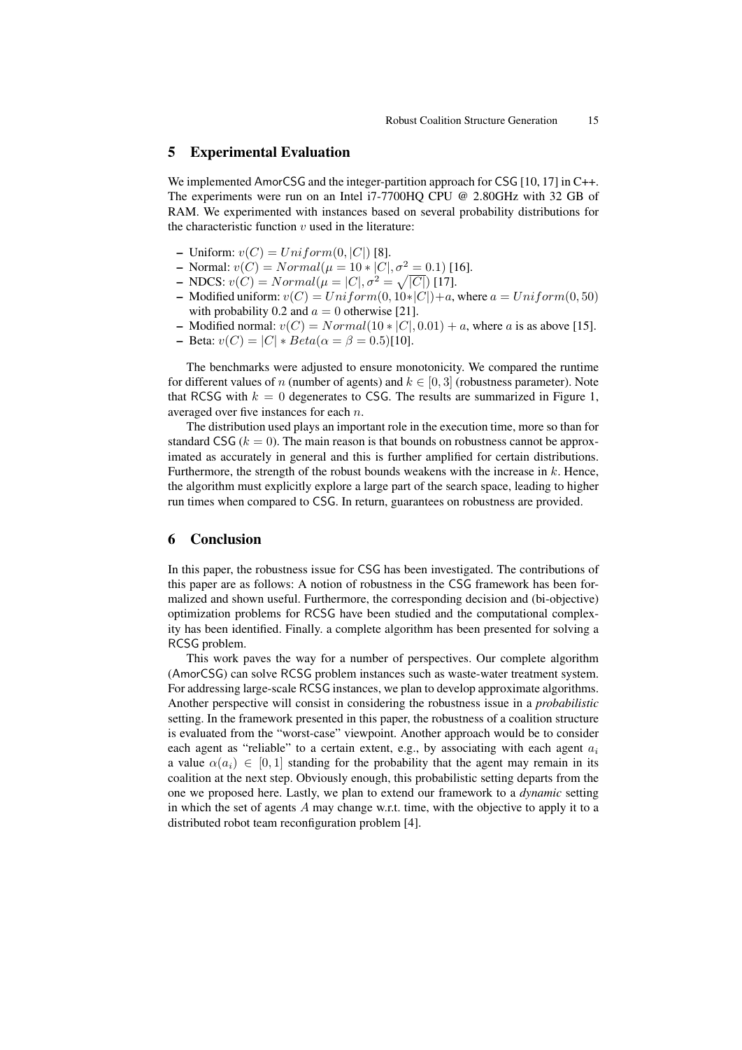## 5 Experimental Evaluation

We implemented AmorCSG and the integer-partition approach for CSG [10, 17] in C++. The experiments were run on an Intel i7-7700HQ CPU @ 2.80GHz with 32 GB of RAM. We experimented with instances based on several probability distributions for the characteristic function $v$ used in the literature:

- Uniform: $v(C) = Uniform(0, |C|)$ [8].
- Normal: $v(C) = Normal(\mu = 10 * |C|, \sigma^2 = 0.1)$ [16].
- NDCS: $v(C) = Normal(\mu = |C|, \sigma^2 = \sqrt{|C|})$ [17].
- Modified uniform: $v(C) = Uniform(0, 10*|C|)+a$, where $a = Uniform(0, 50)$ with probability 0.2 and $a = 0$ otherwise [21].
- Modified normal: $v(C) = Normal(10 * |C|, 0.01) + a$, where $a$ is as above [15].
- Beta: $v(C) = |C| * Beta(\alpha = \beta = 0.5)$[10].

The benchmarks were adjusted to ensure monotonicity. We compared the runtime for different values of $n$ (number of agents) and $k \in [0, 3]$ (robustness parameter). Note that RCSG with $k = 0$ degenerates to CSG. The results are summarized in Figure 1, averaged over five instances for each $n$.

The distribution used plays an important role in the execution time, more so than for standard CSG ($k = 0$). The main reason is that bounds on robustness cannot be approximated as accurately in general and this is further amplified for certain distributions. Furthermore, the strength of the robust bounds weakens with the increase in $k$. Hence, the algorithm must explicitly explore a large part of the search space, leading to higher run times when compared to CSG. In return, guarantees on robustness are provided.

## 6 Conclusion

In this paper, the robustness issue for CSG has been investigated. The contributions of this paper are as follows: A notion of robustness in the CSG framework has been formalized and shown useful. Furthermore, the corresponding decision and (bi-objective) optimization problems for RCSG have been studied and the computational complexity has been identified. Finally. a complete algorithm has been presented for solving a RCSG problem.

This work paves the way for a number of perspectives. Our complete algorithm (AmorCSG) can solve RCSG problem instances such as waste-water treatment system. For addressing large-scale RCSG instances, we plan to develop approximate algorithms. Another perspective will consist in considering the robustness issue in a *probabilistic* setting. In the framework presented in this paper, the robustness of a coalition structure is evaluated from the "worst-case" viewpoint. Another approach would be to consider each agent as "reliable" to a certain extent, e.g., by associating with each agent $a_i$ a value $\alpha(a_i) \in [0, 1]$ standing for the probability that the agent may remain in its coalition at the next step. Obviously enough, this probabilistic setting departs from the one we proposed here. Lastly, we plan to extend our framework to a *dynamic* setting in which the set of agents $A$ may change w.r.t. time, with the objective to apply it to a distributed robot team reconfiguration problem [4].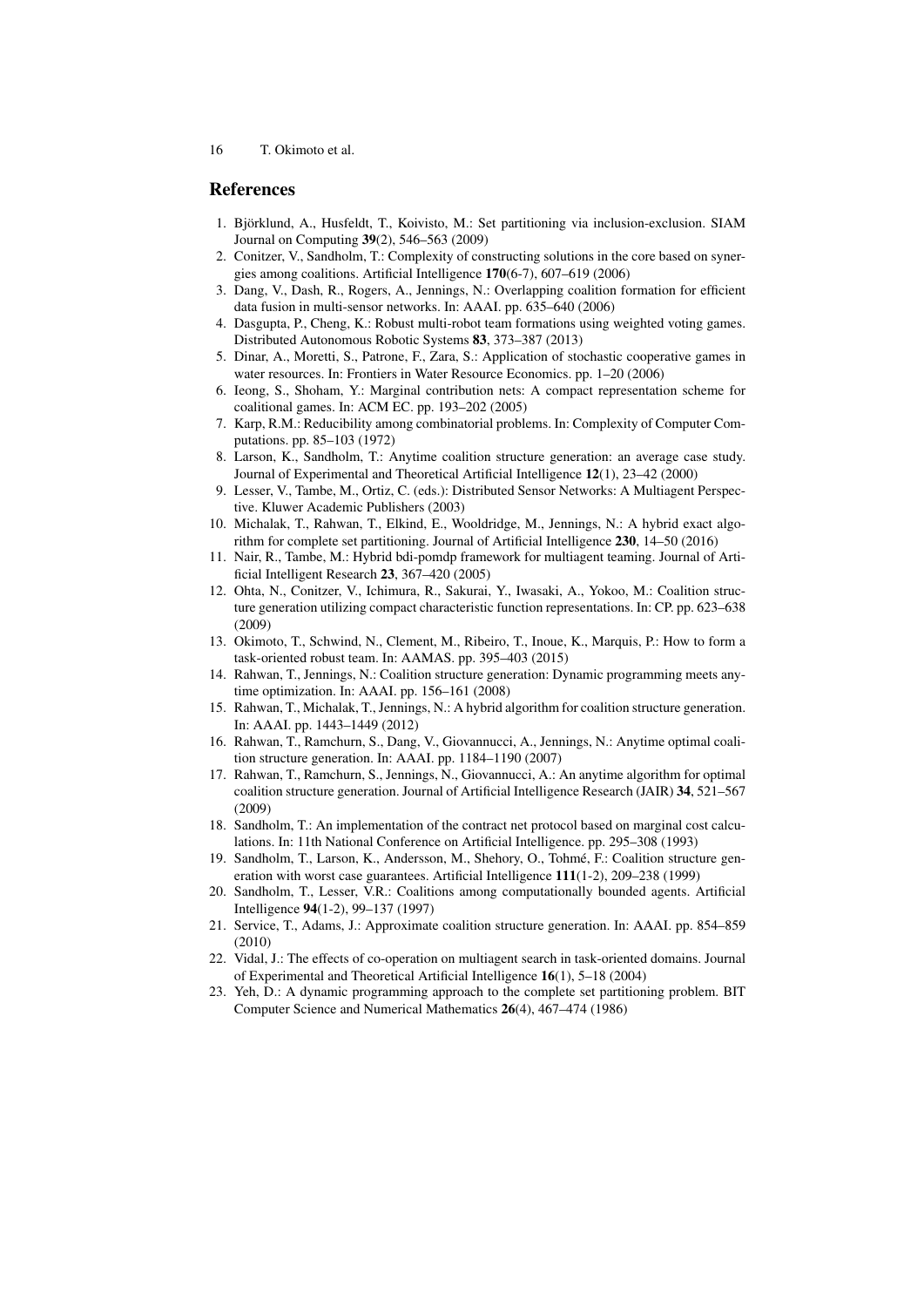## References

1. Björklund, A., Husfeldt, T., Koivisto, M.: Set partitioning via inclusion-exclusion. SIAM Journal on Computing **39**(2), 546–563 (2009)
2. Conitzer, V., Sandholm, T.: Complexity of constructing solutions in the core based on synergies among coalitions. Artificial Intelligence **170**(6-7), 607–619 (2006)
3. Dang, V., Dash, R., Rogers, A., Jennings, N.: Overlapping coalition formation for efficient data fusion in multi-sensor networks. In: AAAI. pp. 635–640 (2006)
4. Dasgupta, P., Cheng, K.: Robust multi-robot team formations using weighted voting games. Distributed Autonomous Robotic Systems **83**, 373–387 (2013)
5. Dinar, A., Moretti, S., Patrone, F., Zara, S.: Application of stochastic cooperative games in water resources. In: Frontiers in Water Resource Economics. pp. 1–20 (2006)
6. Ieong, S., Shoham, Y.: Marginal contribution nets: A compact representation scheme for coalitional games. In: ACM EC. pp. 193–202 (2005)
7. Karp, R.M.: Reducibility among combinatorial problems. In: Complexity of Computer Computations. pp. 85–103 (1972)
8. Larson, K., Sandholm, T.: Anytime coalition structure generation: an average case study. Journal of Experimental and Theoretical Artificial Intelligence **12**(1), 23–42 (2000)
9. Lesser, V., Tambe, M., Ortiz, C. (eds.): Distributed Sensor Networks: A Multiagent Perspective. Kluwer Academic Publishers (2003)
10. Michalak, T., Rahwan, T., Elkind, E., Wooldridge, M., Jennings, N.: A hybrid exact algorithm for complete set partitioning. Journal of Artificial Intelligence **230**, 14–50 (2016)
11. Nair, R., Tambe, M.: Hybrid bdi-pomdp framework for multiagent teaming. Journal of Artificial Intelligent Research **23**, 367–420 (2005)
12. Ohta, N., Conitzer, V., Ichimura, R., Sakurai, Y., Iwasaki, A., Yokoo, M.: Coalition structure generation utilizing compact characteristic function representations. In: CP. pp. 623–638 (2009)
13. Okimoto, T., Schwind, N., Clement, M., Ribeiro, T., Inoue, K., Marquis, P.: How to form a task-oriented robust team. In: AAMAS. pp. 395–403 (2015)
14. Rahwan, T., Jennings, N.: Coalition structure generation: Dynamic programming meets anytime optimization. In: AAAI. pp. 156–161 (2008)
15. Rahwan, T., Michalak, T., Jennings, N.: A hybrid algorithm for coalition structure generation. In: AAAI. pp. 1443–1449 (2012)
16. Rahwan, T., Ramchurn, S., Dang, V., Giovannucci, A., Jennings, N.: Anytime optimal coalition structure generation. In: AAAI. pp. 1184–1190 (2007)
17. Rahwan, T., Ramchurn, S., Jennings, N., Giovannucci, A.: An anytime algorithm for optimal coalition structure generation. Journal of Artificial Intelligence Research (JAIR) **34**, 521–567 (2009)
18. Sandholm, T.: An implementation of the contract net protocol based on marginal cost calculations. In: 11th National Conference on Artificial Intelligence. pp. 295–308 (1993)
19. Sandholm, T., Larson, K., Andersson, M., Shehory, O., Tohmé, F.: Coalition structure generation with worst case guarantees. Artificial Intelligence **111**(1-2), 209–238 (1999)
20. Sandholm, T., Lesser, V.R.: Coalitions among computationally bounded agents. Artificial Intelligence **94**(1-2), 99–137 (1997)
21. Service, T., Adams, J.: Approximate coalition structure generation. In: AAAI. pp. 854–859 (2010)
22. Vidal, J.: The effects of co-operation on multiagent search in task-oriented domains. Journal of Experimental and Theoretical Artificial Intelligence **16**(1), 5–18 (2004)
23. Yeh, D.: A dynamic programming approach to the complete set partitioning problem. BIT Computer Science and Numerical Mathematics **26**(4), 467–474 (1986)